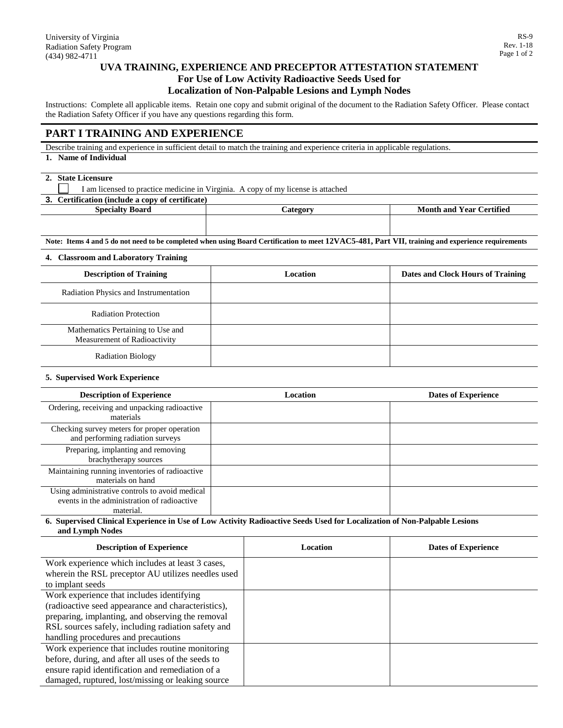University of Virginia
Radiation Safety Program
(434) 982-4711

RS-9
Rev. 1-18

# UVA TRAINING, EXPERIENCE AND PRECEPTOR ATTESTATION STATEMENT
## For Use of Low Activity Radioactive Seeds Used for Localization of Non-Palpable Lesions and Lymph Nodes

Instructions: Complete all applicable items. Retain one copy and submit original of the document to the Radiation Safety Officer. Please contact the Radiation Safety Officer if you have any questions regarding this form.

## PART I TRAINING AND EXPERIENCE

Describe training and experience in sufficient detail to match the training and experience criteria in applicable regulations.

**1. Name of Individual**

**2. State Licensure**

☐ I am licensed to practice medicine in Virginia. A copy of my license is attached

**3. Certification (include a copy of certificate)**

| Specialty Board | Category | Month and Year Certified |
|---|---|---|
| | | |

**Note: Items 4 and 5 do not need to be completed when using Board Certification to meet 12VAC5-481, Part VII, training and experience requirements**

**4. Classroom and Laboratory Training**

| Description of Training | Location | Dates and Clock Hours of Training |
|---|---|---|
| Radiation Physics and Instrumentation | | |
| Radiation Protection | | |
| Mathematics Pertaining to Use and Measurement of Radioactivity | | |
| Radiation Biology | | |

**5. Supervised Work Experience**

| Description of Experience | Location | Dates of Experience |
|---|---|---|
| Ordering, receiving and unpacking radioactive materials | | |
| Checking survey meters for proper operation and performing radiation surveys | | |
| Preparing, implanting and removing brachytherapy sources | | |
| Maintaining running inventories of radioactive materials on hand | | |
| Using administrative controls to avoid medical events in the administration of radioactive material. | | |

**6. Supervised Clinical Experience in Use of Low Activity Radioactive Seeds Used for Localization of Non-Palpable Lesions and Lymph Nodes**

| Description of Experience | Location | Dates of Experience |
|---|---|---|
| Work experience which includes at least 3 cases, wherein the RSL preceptor AU utilizes needles used to implant seeds | | |
| Work experience that includes identifying (radioactive seed appearance and characteristics), preparing, implanting, and observing the removal RSL sources safely, including radiation safety and handling procedures and precautions | | |
| Work experience that includes routine monitoring before, during, and after all uses of the seeds to ensure rapid identification and remediation of a damaged, ruptured, lost/missing or leaking source | | |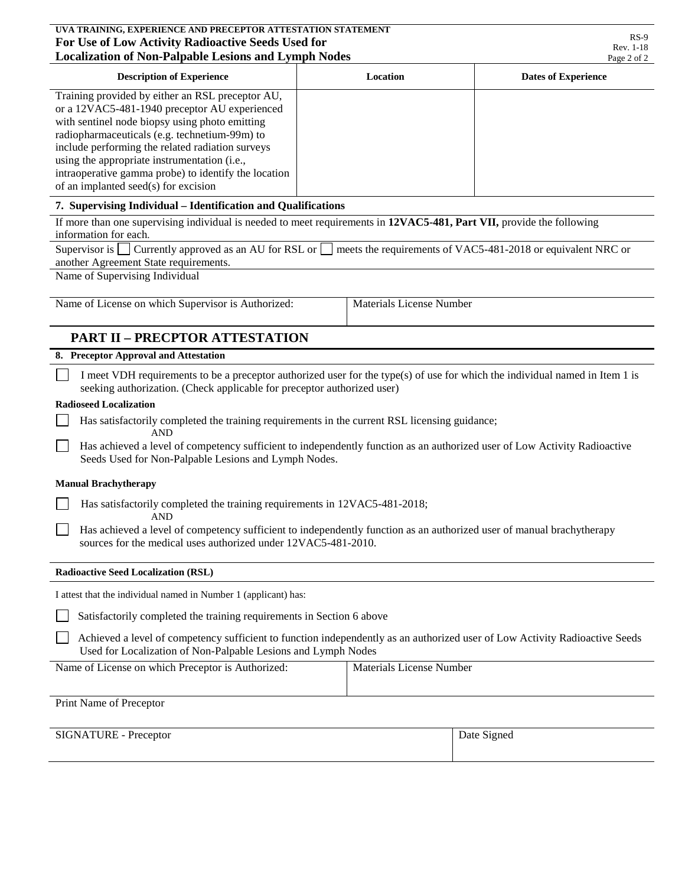| Description of Experience | Location | Dates of Experience |
| --- | --- | --- |
| Training provided by either an RSL preceptor AU, or a 12VAC5-481-1940 preceptor AU experienced with sentinel node biopsy using photo emitting radiopharmaceuticals (e.g. technetium-99m) to include performing the related radiation surveys using the appropriate instrumentation (i.e., intraoperative gamma probe) to identify the location of an implanted seed(s) for excision | | |

**7. Supervising Individual – Identification and Qualifications**

If more than one supervising individual is needed to meet requirements in **12VAC5-481, Part VII,** provide the following information for each.

Supervisor is ☐ Currently approved as an AU for RSL or ☐ meets the requirements of VAC5-481-2018 or equivalent NRC or another Agreement State requirements.

Name of Supervising Individual

| Name of License on which Supervisor is Authorized: | Materials License Number |
| --- | --- |
| | |

## PART II – PRECPTOR ATTESTATION

**8. Preceptor Approval and Attestation**

☐ I meet VDH requirements to be a preceptor authorized user for the type(s) of use for which the individual named in Item 1 is seeking authorization. (Check applicable for preceptor authorized user)

**Radioseed Localization**

☐ Has satisfactorily completed the training requirements in the current RSL licensing guidance;
AND

☐ Has achieved a level of competency sufficient to independently function as an authorized user of Low Activity Radioactive Seeds Used for Non-Palpable Lesions and Lymph Nodes.

**Manual Brachytherapy**

☐ Has satisfactorily completed the training requirements in 12VAC5-481-2018;
AND

☐ Has achieved a level of competency sufficient to independently function as an authorized user of manual brachytherapy sources for the medical uses authorized under 12VAC5-481-2010.

**Radioactive Seed Localization (RSL)**

I attest that the individual named in Number 1 (applicant) has:

☐ Satisfactorily completed the training requirements in Section 6 above

☐ Achieved a level of competency sufficient to function independently as an authorized user of Low Activity Radioactive Seeds Used for Localization of Non-Palpable Lesions and Lymph Nodes

| Name of License on which Preceptor is Authorized: | Materials License Number |
| --- | --- |
| | |

Print Name of Preceptor

| SIGNATURE - Preceptor | Date Signed |
| --- | --- |
| | |